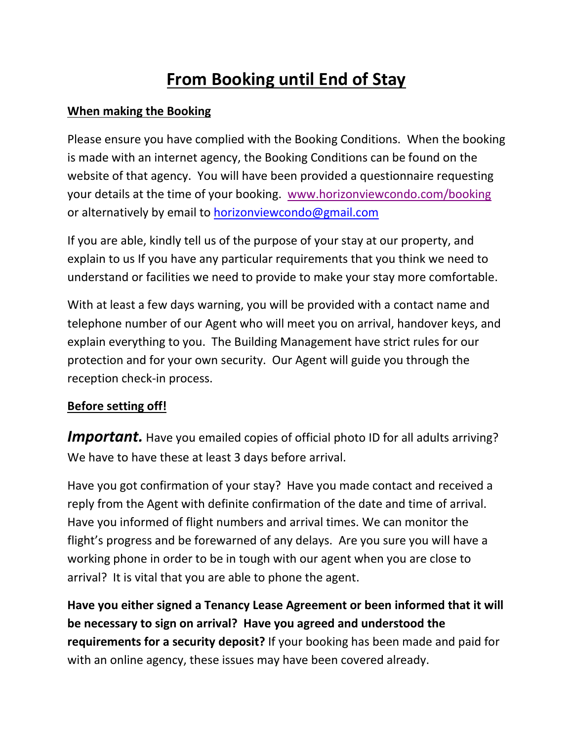# From Booking until End of Stay

## When making the Booking

Please ensure you have complied with the Booking Conditions. When the booking is made with an internet agency, the Booking Conditions can be found on the website of that agency. You will have been provided a questionnaire requesting your details at the time of your booking. www.horizonviewcondo.com/booking or alternatively by email to horizonviewcondo@gmail.com

If you are able, kindly tell us of the purpose of your stay at our property, and explain to us If you have any particular requirements that you think we need to understand or facilities we need to provide to make your stay more comfortable.

With at least a few days warning, you will be provided with a contact name and telephone number of our Agent who will meet you on arrival, handover keys, and explain everything to you. The Building Management have strict rules for our protection and for your own security. Our Agent will guide you through the reception check-in process.

## Before setting off!

***Important.*** Have you emailed copies of official photo ID for all adults arriving? We have to have these at least 3 days before arrival.

Have you got confirmation of your stay? Have you made contact and received a reply from the Agent with definite confirmation of the date and time of arrival. Have you informed of flight numbers and arrival times. We can monitor the flight's progress and be forewarned of any delays. Are you sure you will have a working phone in order to be in tough with our agent when you are close to arrival? It is vital that you are able to phone the agent.

**Have you either signed a Tenancy Lease Agreement or been informed that it will be necessary to sign on arrival? Have you agreed and understood the requirements for a security deposit?** If your booking has been made and paid for with an online agency, these issues may have been covered already.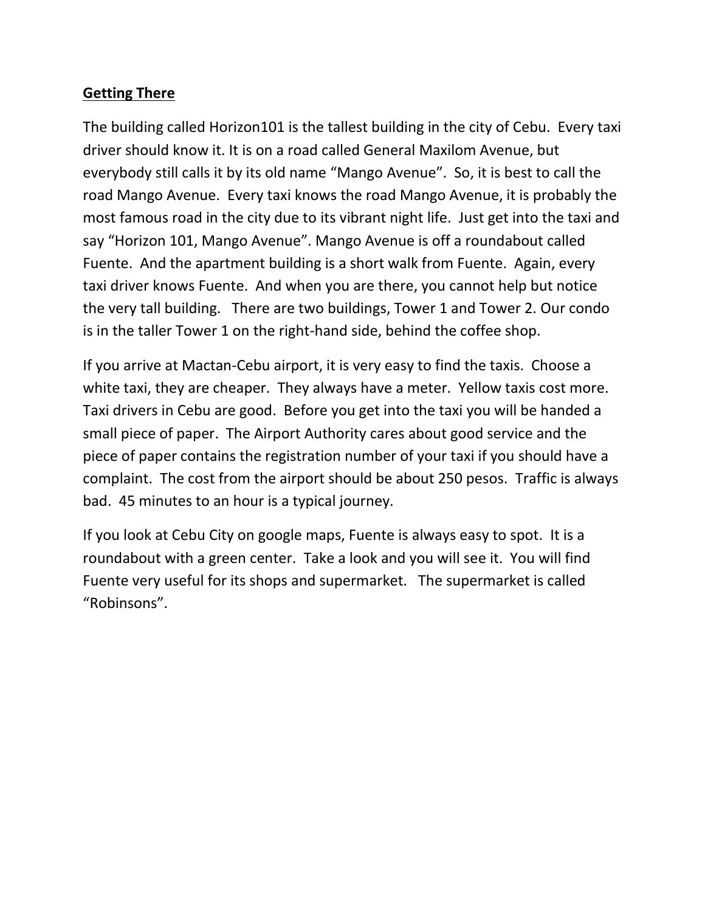## Getting There

The building called Horizon101 is the tallest building in the city of Cebu. Every taxi driver should know it. It is on a road called General Maxilom Avenue, but everybody still calls it by its old name "Mango Avenue". So, it is best to call the road Mango Avenue. Every taxi knows the road Mango Avenue, it is probably the most famous road in the city due to its vibrant night life. Just get into the taxi and say "Horizon 101, Mango Avenue". Mango Avenue is off a roundabout called Fuente. And the apartment building is a short walk from Fuente. Again, every taxi driver knows Fuente. And when you are there, you cannot help but notice the very tall building. There are two buildings, Tower 1 and Tower 2. Our condo is in the taller Tower 1 on the right-hand side, behind the coffee shop.

If you arrive at Mactan-Cebu airport, it is very easy to find the taxis. Choose a white taxi, they are cheaper. They always have a meter. Yellow taxis cost more. Taxi drivers in Cebu are good. Before you get into the taxi you will be handed a small piece of paper. The Airport Authority cares about good service and the piece of paper contains the registration number of your taxi if you should have a complaint. The cost from the airport should be about 250 pesos. Traffic is always bad. 45 minutes to an hour is a typical journey.

If you look at Cebu City on google maps, Fuente is always easy to spot. It is a roundabout with a green center. Take a look and you will see it. You will find Fuente very useful for its shops and supermarket. The supermarket is called "Robinsons".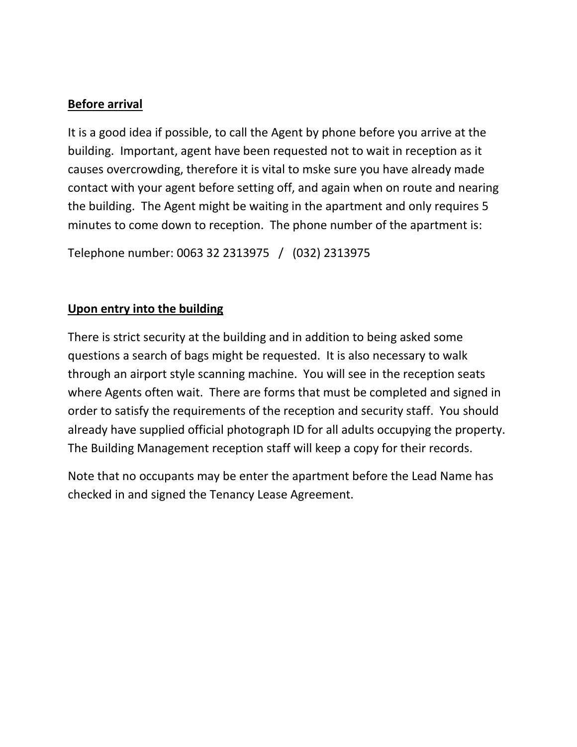**Before arrival**

It is a good idea if possible, to call the Agent by phone before you arrive at the building.  Important, agent have been requested not to wait in reception as it causes overcrowding, therefore it is vital to mske sure you have already made contact with your agent before setting off, and again when on route and nearing the building.  The Agent might be waiting in the apartment and only requires 5 minutes to come down to reception.  The phone number of the apartment is:

Telephone number: 0063 32 2313975   /   (032) 2313975

**Upon entry into the building**

There is strict security at the building and in addition to being asked some questions a search of bags might be requested.  It is also necessary to walk through an airport style scanning machine.  You will see in the reception seats where Agents often wait.  There are forms that must be completed and signed in order to satisfy the requirements of the reception and security staff.  You should already have supplied official photograph ID for all adults occupying the property.  The Building Management reception staff will keep a copy for their records.

Note that no occupants may be enter the apartment before the Lead Name has checked in and signed the Tenancy Lease Agreement.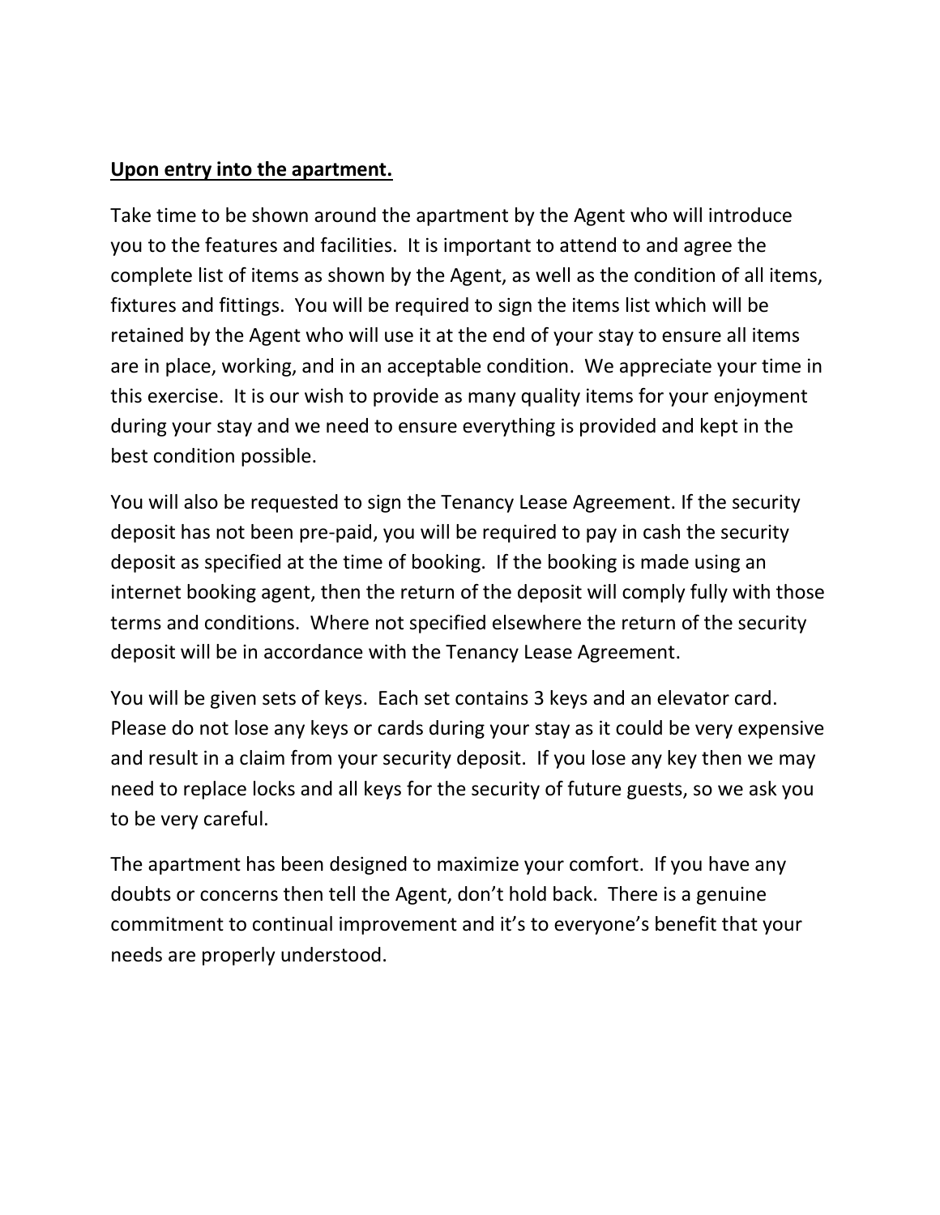**Upon entry into the apartment.**

Take time to be shown around the apartment by the Agent who will introduce you to the features and facilities. It is important to attend to and agree the complete list of items as shown by the Agent, as well as the condition of all items, fixtures and fittings. You will be required to sign the items list which will be retained by the Agent who will use it at the end of your stay to ensure all items are in place, working, and in an acceptable condition. We appreciate your time in this exercise. It is our wish to provide as many quality items for your enjoyment during your stay and we need to ensure everything is provided and kept in the best condition possible.

You will also be requested to sign the Tenancy Lease Agreement. If the security deposit has not been pre-paid, you will be required to pay in cash the security deposit as specified at the time of booking. If the booking is made using an internet booking agent, then the return of the deposit will comply fully with those terms and conditions. Where not specified elsewhere the return of the security deposit will be in accordance with the Tenancy Lease Agreement.

You will be given sets of keys. Each set contains 3 keys and an elevator card. Please do not lose any keys or cards during your stay as it could be very expensive and result in a claim from your security deposit. If you lose any key then we may need to replace locks and all keys for the security of future guests, so we ask you to be very careful.

The apartment has been designed to maximize your comfort. If you have any doubts or concerns then tell the Agent, don't hold back. There is a genuine commitment to continual improvement and it's to everyone's benefit that your needs are properly understood.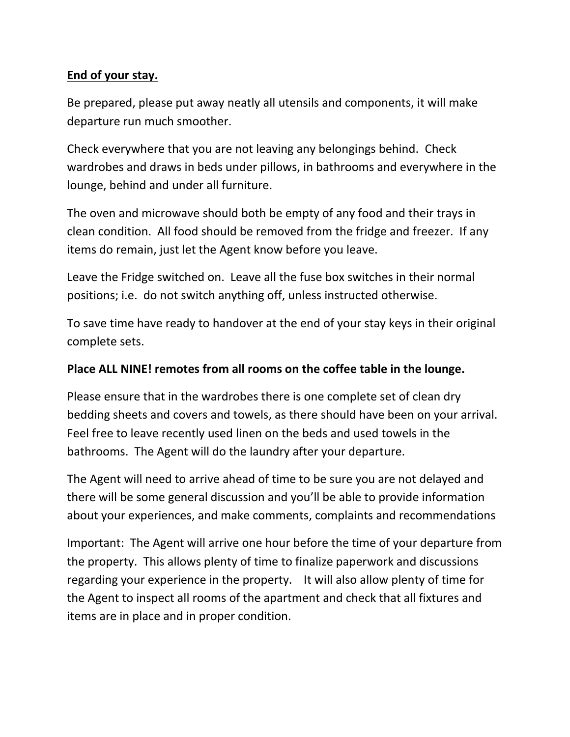**End of your stay.**

Be prepared, please put away neatly all utensils and components, it will make departure run much smoother.

Check everywhere that you are not leaving any belongings behind. Check wardrobes and draws in beds under pillows, in bathrooms and everywhere in the lounge, behind and under all furniture.

The oven and microwave should both be empty of any food and their trays in clean condition. All food should be removed from the fridge and freezer. If any items do remain, just let the Agent know before you leave.

Leave the Fridge switched on. Leave all the fuse box switches in their normal positions; i.e. do not switch anything off, unless instructed otherwise.

To save time have ready to handover at the end of your stay keys in their original complete sets.

**Place ALL NINE! remotes from all rooms on the coffee table in the lounge.**

Please ensure that in the wardrobes there is one complete set of clean dry bedding sheets and covers and towels, as there should have been on your arrival. Feel free to leave recently used linen on the beds and used towels in the bathrooms. The Agent will do the laundry after your departure.

The Agent will need to arrive ahead of time to be sure you are not delayed and there will be some general discussion and you'll be able to provide information about your experiences, and make comments, complaints and recommendations

Important: The Agent will arrive one hour before the time of your departure from the property. This allows plenty of time to finalize paperwork and discussions regarding your experience in the property. It will also allow plenty of time for the Agent to inspect all rooms of the apartment and check that all fixtures and items are in place and in proper condition.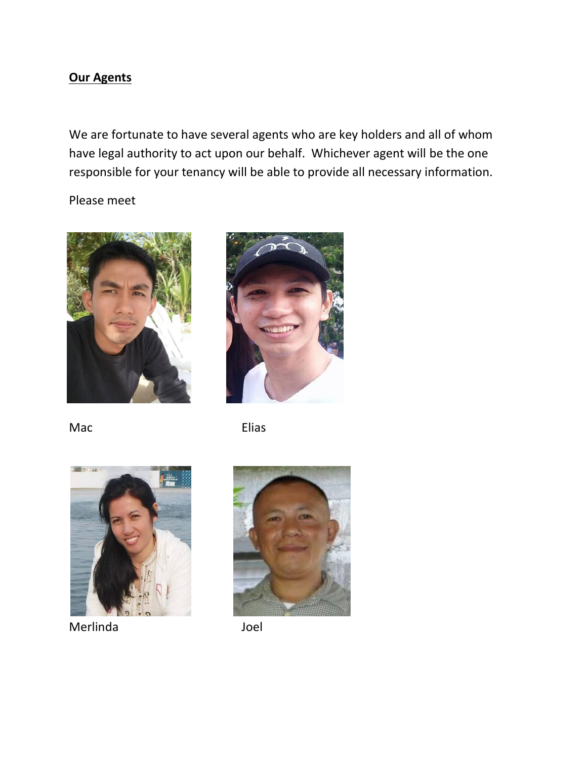**Our Agents**

We are fortunate to have several agents who are key holders and all of whom have legal authority to act upon our behalf. Whichever agent will be the one responsible for your tenancy will be able to provide all necessary information.

Please meet

Mac

Elias

Merlinda

Joel